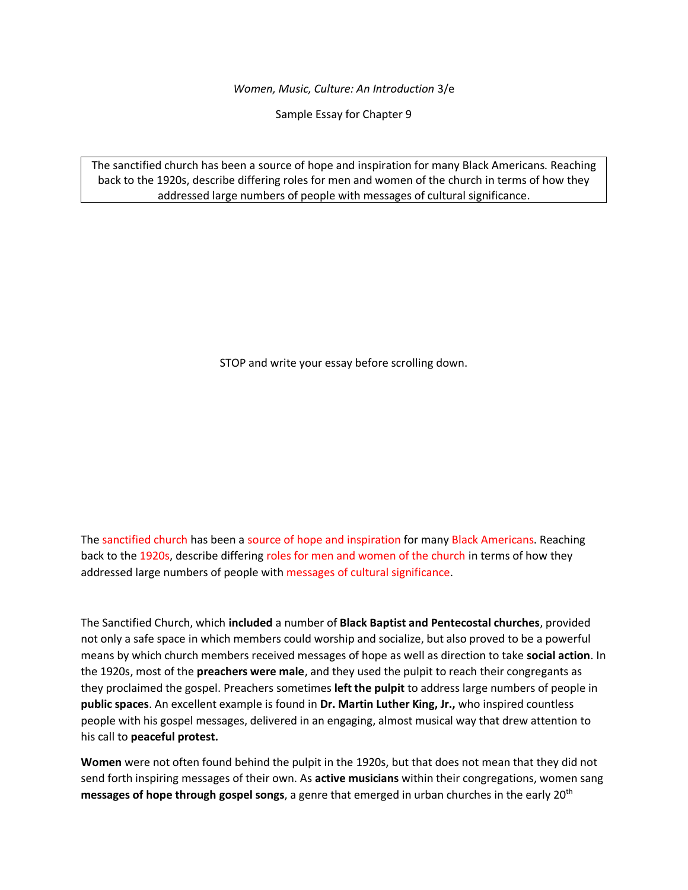*Women, Music, Culture: An Introduction* 3/e

Sample Essay for Chapter 9

The sanctified church has been a source of hope and inspiration for many Black Americans. Reaching back to the 1920s, describe differing roles for men and women of the church in terms of how they addressed large numbers of people with messages of cultural significance.

STOP and write your essay before scrolling down.

The sanctified church has been a source of hope and inspiration for many Black Americans. Reaching back to the 1920s, describe differing roles for men and women of the church in terms of how they addressed large numbers of people with messages of cultural significance.

The Sanctified Church, which **included** a number of **Black Baptist and Pentecostal churches**, provided not only a safe space in which members could worship and socialize, but also proved to be a powerful means by which church members received messages of hope as well as direction to take **social action**. In the 1920s, most of the **preachers were male**, and they used the pulpit to reach their congregants as they proclaimed the gospel. Preachers sometimes **left the pulpit** to address large numbers of people in **public spaces**. An excellent example is found in **Dr. Martin Luther King, Jr.,** who inspired countless people with his gospel messages, delivered in an engaging, almost musical way that drew attention to his call to **peaceful protest.**

**Women** were not often found behind the pulpit in the 1920s, but that does not mean that they did not send forth inspiring messages of their own. As **active musicians** within their congregations, women sang **messages of hope through gospel songs**, a genre that emerged in urban churches in the early 20th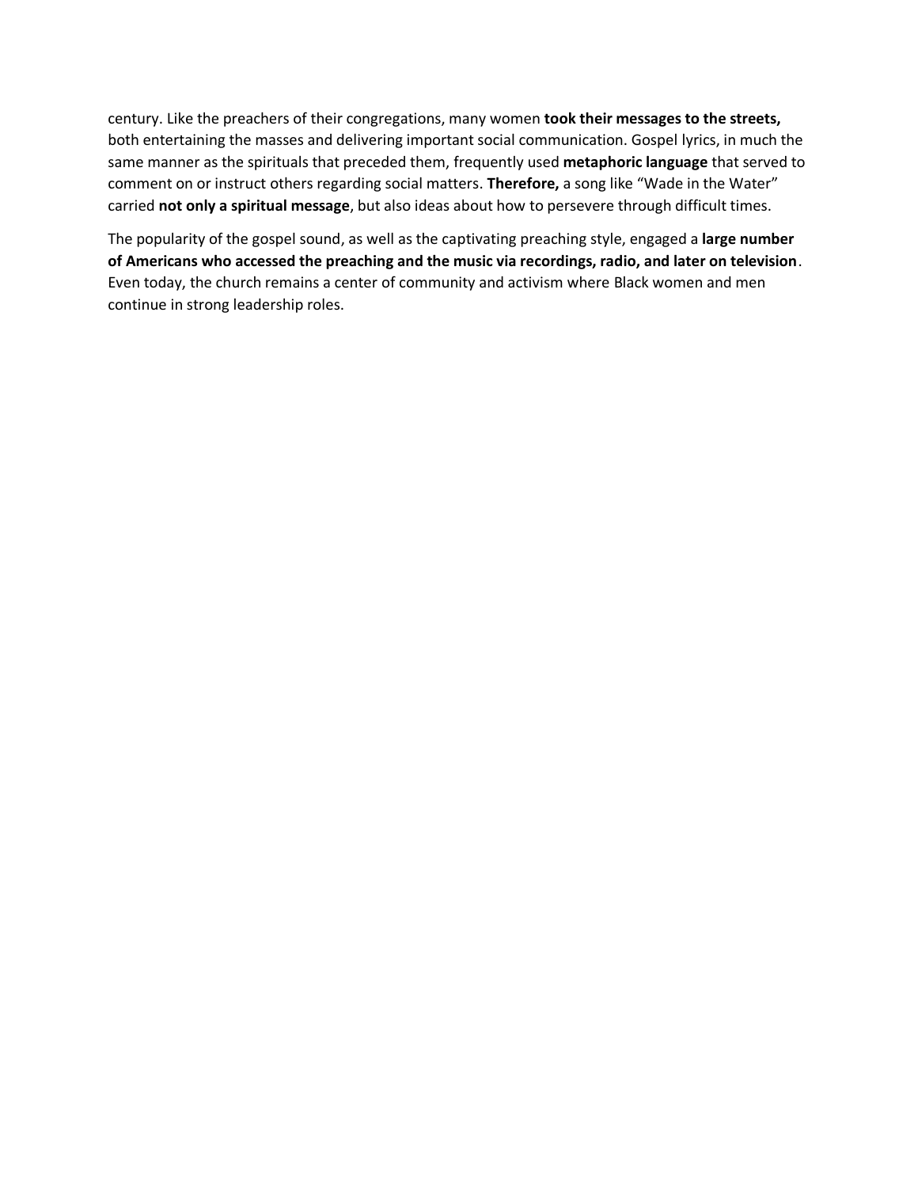century. Like the preachers of their congregations, many women **took their messages to the streets,** both entertaining the masses and delivering important social communication. Gospel lyrics, in much the same manner as the spirituals that preceded them, frequently used **metaphoric language** that served to comment on or instruct others regarding social matters. **Therefore,** a song like "Wade in the Water" carried **not only a spiritual message**, but also ideas about how to persevere through difficult times.

The popularity of the gospel sound, as well as the captivating preaching style, engaged a **large number of Americans who accessed the preaching and the music via recordings, radio, and later on television**. Even today, the church remains a center of community and activism where Black women and men continue in strong leadership roles.